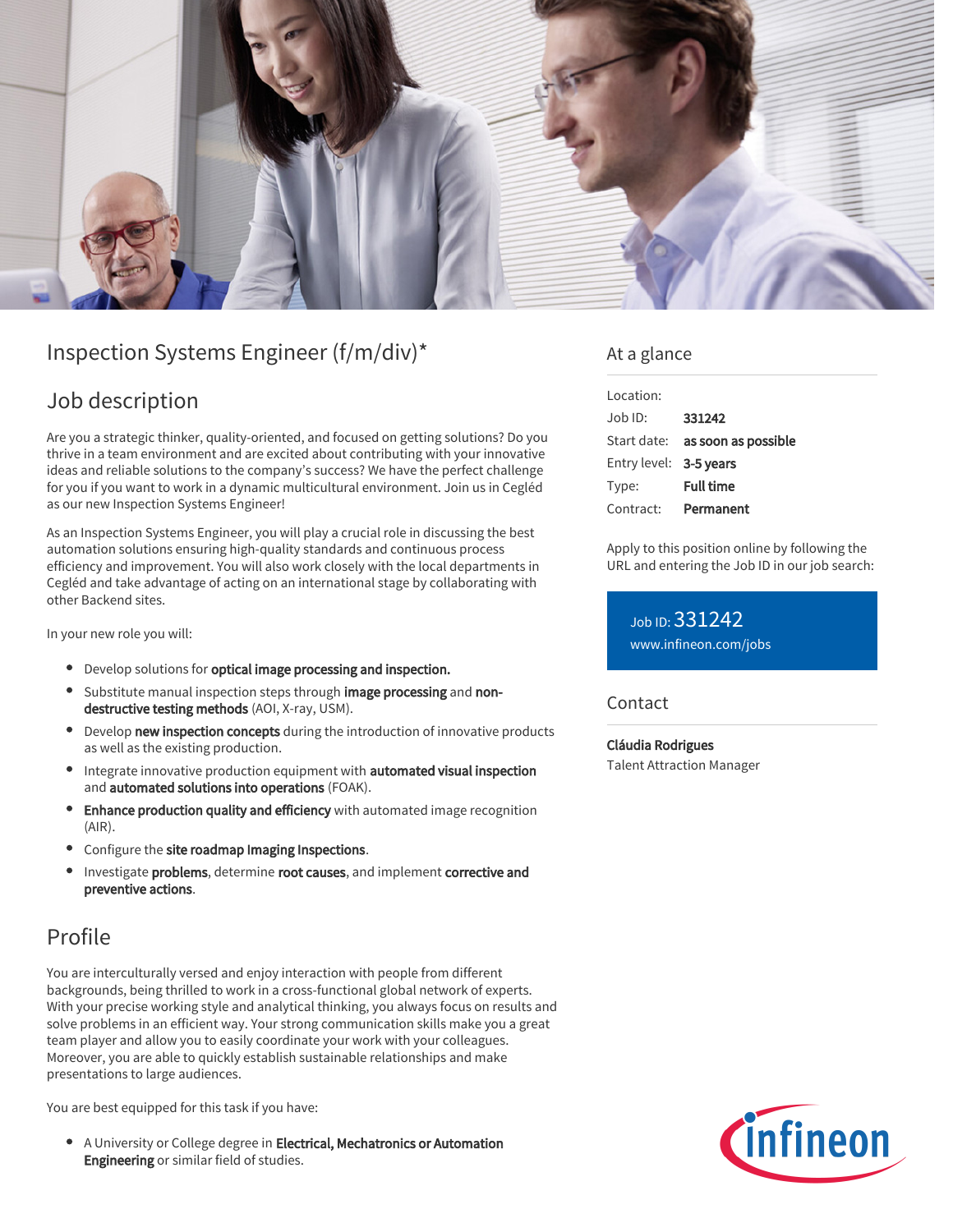# Inspection Systems Engineer (f/m/div)*

## Job description

Are you a strategic thinker, quality-oriented, and focused on getting solutions? Do you thrive in a team environment and are excited about contributing with your innovative ideas and reliable solutions to the company's success? We have the perfect challenge for you if you want to work in a dynamic multicultural environment. Join us in Cegléd as our new Inspection Systems Engineer!

As an Inspection Systems Engineer, you will play a crucial role in discussing the best automation solutions ensuring high-quality standards and continuous process efficiency and improvement. You will also work closely with the local departments in Cegléd and take advantage of acting on an international stage by collaborating with other Backend sites.

In your new role you will:

- Develop solutions for **optical image processing and inspection.**
- Substitute manual inspection steps through **image processing** and **non-destructive testing methods** (AOI, X-ray, USM).
- Develop **new inspection concepts** during the introduction of innovative products as well as the existing production.
- Integrate innovative production equipment with **automated visual inspection** and **automated solutions into operations** (FOAK).
- **Enhance production quality and efficiency** with automated image recognition (AIR).
- Configure the **site roadmap Imaging Inspections**.
- Investigate **problems**, determine **root causes**, and implement **corrective and preventive actions**.

## Profile

You are interculturally versed and enjoy interaction with people from different backgrounds, being thrilled to work in a cross-functional global network of experts. With your precise working style and analytical thinking, you always focus on results and solve problems in an efficient way. Your strong communication skills make you a great team player and allow you to easily coordinate your work with your colleagues. Moreover, you are able to quickly establish sustainable relationships and make presentations to large audiences.

You are best equipped for this task if you have:

- A University or College degree in **Electrical, Mechatronics or Automation Engineering** or similar field of studies.

## At a glance

| | |
|---|---|
| Location: | |
| Job ID: | **331242** |
| Start date: | **as soon as possible** |
| Entry level: | **3-5 years** |
| Type: | **Full time** |
| Contract: | **Permanent** |

Apply to this position online by following the URL and entering the Job ID in our job search:

Job ID: 331242
www.infineon.com/jobs

## Contact

**Cláudia Rodrigues**
Talent Attraction Manager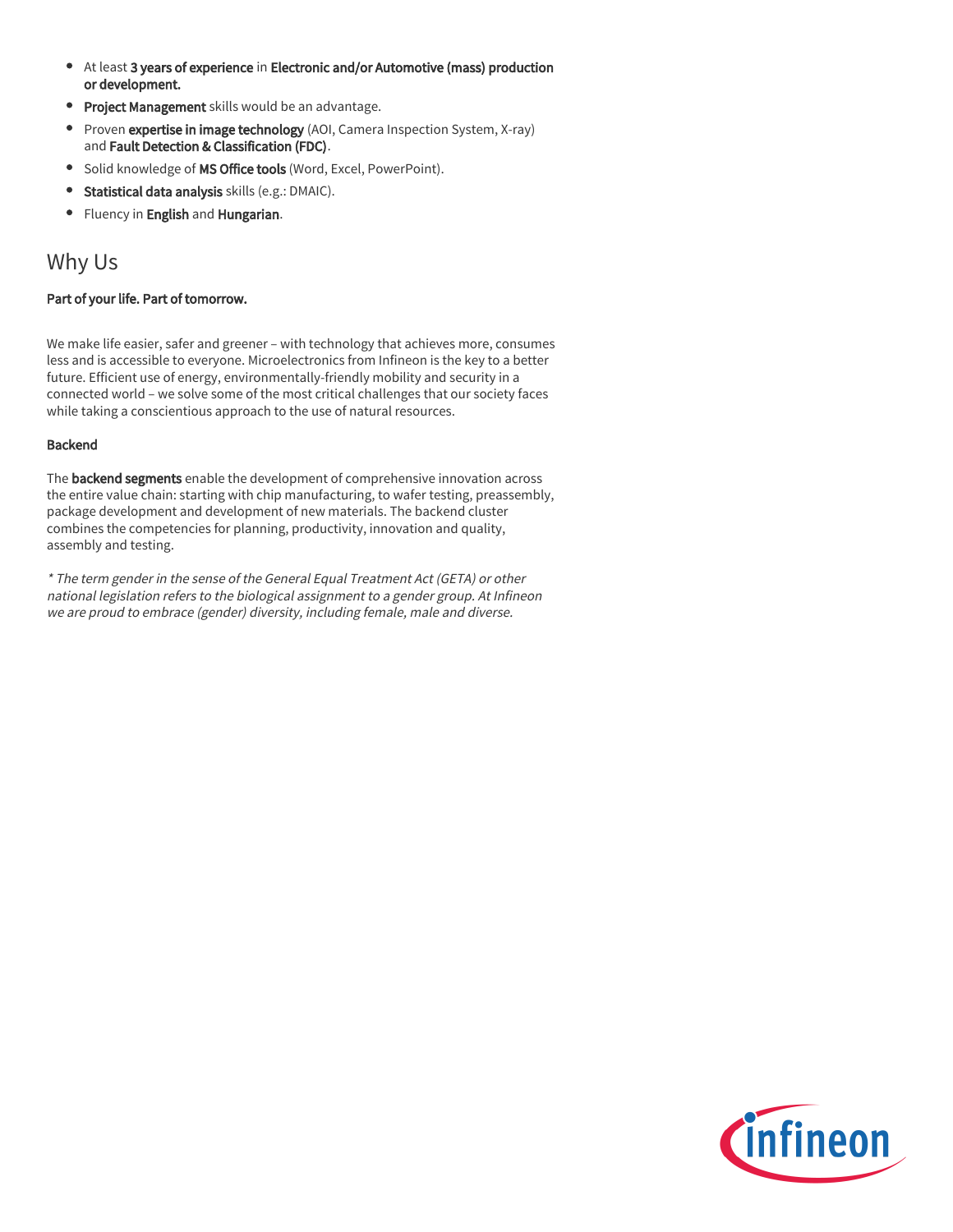- At least **3 years of experience** in **Electronic and/or Automotive (mass) production or development.**
- **Project Management** skills would be an advantage.
- Proven **expertise in image technology** (AOI, Camera Inspection System, X-ray) and **Fault Detection & Classification (FDC)**.
- Solid knowledge of **MS Office tools** (Word, Excel, PowerPoint).
- **Statistical data analysis** skills (e.g.: DMAIC).
- Fluency in **English** and **Hungarian**.

## Why Us

**Part of your life. Part of tomorrow.**

We make life easier, safer and greener – with technology that achieves more, consumes less and is accessible to everyone. Microelectronics from Infineon is the key to a better future. Efficient use of energy, environmentally-friendly mobility and security in a connected world – we solve some of the most critical challenges that our society faces while taking a conscientious approach to the use of natural resources.

**Backend**

The **backend segments** enable the development of comprehensive innovation across the entire value chain: starting with chip manufacturing, to wafer testing, preassembly, package development and development of new materials. The backend cluster combines the competencies for planning, productivity, innovation and quality, assembly and testing.

*\* The term gender in the sense of the General Equal Treatment Act (GETA) or other national legislation refers to the biological assignment to a gender group. At Infineon we are proud to embrace (gender) diversity, including female, male and diverse.*